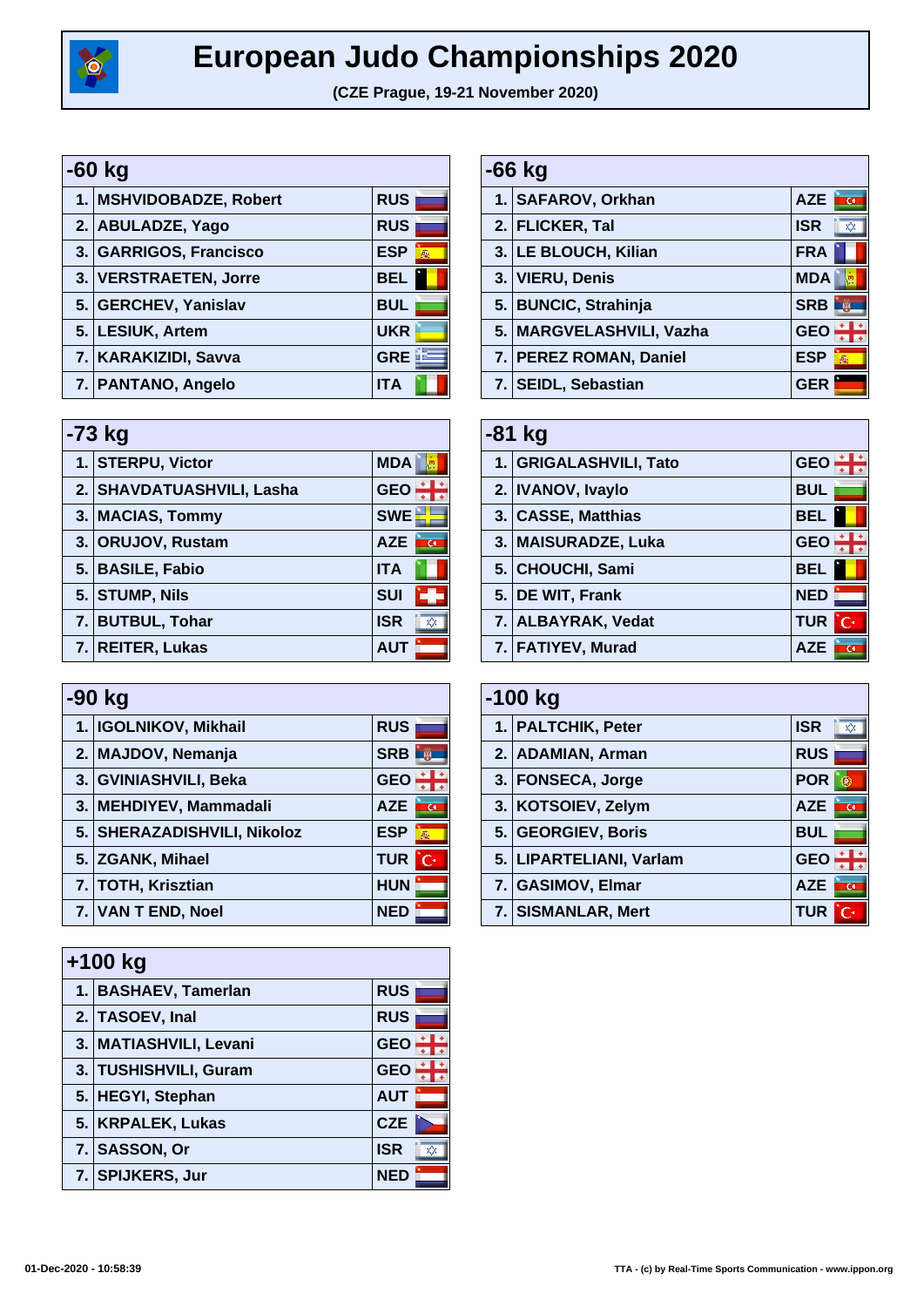# European Judo Championships 2020

**(CZE Prague, 19-21 November 2020)**

## -60 kg

| Rank | Name | Country |
|---|---|---|
| 1. | MSHVIDOBADZE, Robert | RUS |
| 2. | ABULADZE, Yago | RUS |
| 3. | GARRIGOS, Francisco | ESP |
| 3. | VERSTRAETEN, Jorre | BEL |
| 5. | GERCHEV, Yanislav | BUL |
| 5. | LESIUK, Artem | UKR |
| 7. | KARAKIZIDI, Savva | GRE |
| 7. | PANTANO, Angelo | ITA |

## -66 kg

| Rank | Name | Country |
|---|---|---|
| 1. | SAFAROV, Orkhan | AZE |
| 2. | FLICKER, Tal | ISR |
| 3. | LE BLOUCH, Kilian | FRA |
| 3. | VIERU, Denis | MDA |
| 5. | BUNCIC, Strahinja | SRB |
| 5. | MARGVELASHVILI, Vazha | GEO |
| 7. | PEREZ ROMAN, Daniel | ESP |
| 7. | SEIDL, Sebastian | GER |

## -73 kg

| Rank | Name | Country |
|---|---|---|
| 1. | STERPU, Victor | MDA |
| 2. | SHAVDATUASHVILI, Lasha | GEO |
| 3. | MACIAS, Tommy | SWE |
| 3. | ORUJOV, Rustam | AZE |
| 5. | BASILE, Fabio | ITA |
| 5. | STUMP, Nils | SUI |
| 7. | BUTBUL, Tohar | ISR |
| 7. | REITER, Lukas | AUT |

## -81 kg

| Rank | Name | Country |
|---|---|---|
| 1. | GRIGALASHVILI, Tato | GEO |
| 2. | IVANOV, Ivaylo | BUL |
| 3. | CASSE, Matthias | BEL |
| 3. | MAISURADZE, Luka | GEO |
| 5. | CHOUCHI, Sami | BEL |
| 5. | DE WIT, Frank | NED |
| 7. | ALBAYRAK, Vedat | TUR |
| 7. | FATIYEV, Murad | AZE |

## -90 kg

| Rank | Name | Country |
|---|---|---|
| 1. | IGOLNIKOV, Mikhail | RUS |
| 2. | MAJDOV, Nemanja | SRB |
| 3. | GVINIASHVILI, Beka | GEO |
| 3. | MEHDIYEV, Mammadali | AZE |
| 5. | SHERAZADISHVILI, Nikoloz | ESP |
| 5. | ZGANK, Mihael | TUR |
| 7. | TOTH, Krisztian | HUN |
| 7. | VAN T END, Noel | NED |

## -100 kg

| Rank | Name | Country |
|---|---|---|
| 1. | PALTCHIK, Peter | ISR |
| 2. | ADAMIAN, Arman | RUS |
| 3. | FONSECA, Jorge | POR |
| 3. | KOTSOIEV, Zelym | AZE |
| 5. | GEORGIEV, Boris | BUL |
| 5. | LIPARTELIANI, Varlam | GEO |
| 7. | GASIMOV, Elmar | AZE |
| 7. | SISMANLAR, Mert | TUR |

## +100 kg

| Rank | Name | Country |
|---|---|---|
| 1. | BASHAEV, Tamerlan | RUS |
| 2. | TASOEV, Inal | RUS |
| 3. | MATIASHVILI, Levani | GEO |
| 3. | TUSHISHVILI, Guram | GEO |
| 5. | HEGYI, Stephan | AUT |
| 5. | KRPALEK, Lukas | CZE |
| 7. | SASSON, Or | ISR |
| 7. | SPIJKERS, Jur | NED |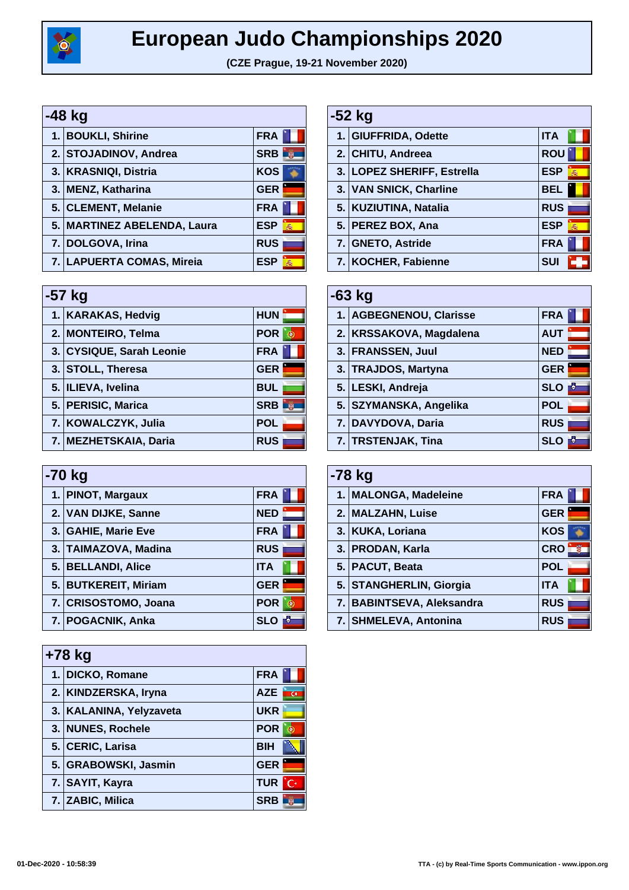# European Judo Championships 2020

**(CZE Prague, 19-21 November 2020)**

## -48 kg

| | | |
|---|---|---|
| 1. | BOUKLI, Shirine | FRA |
| 2. | STOJADINOV, Andrea | SRB |
| 3. | KRASNIQI, Distria | KOS |
| 3. | MENZ, Katharina | GER |
| 5. | CLEMENT, Melanie | FRA |
| 5. | MARTINEZ ABELENDA, Laura | ESP |
| 7. | DOLGOVA, Irina | RUS |
| 7. | LAPUERTA COMAS, Mireia | ESP |

## -52 kg

| | | |
|---|---|---|
| 1. | GIUFFRIDA, Odette | ITA |
| 2. | CHITU, Andreea | ROU |
| 3. | LOPEZ SHERIFF, Estrella | ESP |
| 3. | VAN SNICK, Charline | BEL |
| 5. | KUZIUTINA, Natalia | RUS |
| 5. | PEREZ BOX, Ana | ESP |
| 7. | GNETO, Astride | FRA |
| 7. | KOCHER, Fabienne | SUI |

## -57 kg

| | | |
|---|---|---|
| 1. | KARAKAS, Hedvig | HUN |
| 2. | MONTEIRO, Telma | POR |
| 3. | CYSIQUE, Sarah Leonie | FRA |
| 3. | STOLL, Theresa | GER |
| 5. | ILIEVA, Ivelina | BUL |
| 5. | PERISIC, Marica | SRB |
| 7. | KOWALCZYK, Julia | POL |
| 7. | MEZHETSKAIA, Daria | RUS |

## -63 kg

| | | |
|---|---|---|
| 1. | AGBEGNENOU, Clarisse | FRA |
| 2. | KRSSAKOVA, Magdalena | AUT |
| 3. | FRANSSEN, Juul | NED |
| 3. | TRAJDOS, Martyna | GER |
| 5. | LESKI, Andreja | SLO |
| 5. | SZYMANSKA, Angelika | POL |
| 7. | DAVYDOVA, Daria | RUS |
| 7. | TRSTENJAK, Tina | SLO |

## -70 kg

| | | |
|---|---|---|
| 1. | PINOT, Margaux | FRA |
| 2. | VAN DIJKE, Sanne | NED |
| 3. | GAHIE, Marie Eve | FRA |
| 3. | TAIMAZOVA, Madina | RUS |
| 5. | BELLANDI, Alice | ITA |
| 5. | BUTKEREIT, Miriam | GER |
| 7. | CRISOSTOMO, Joana | POR |
| 7. | POGACNIK, Anka | SLO |

## -78 kg

| | | |
|---|---|---|
| 1. | MALONGA, Madeleine | FRA |
| 2. | MALZAHN, Luise | GER |
| 3. | KUKA, Loriana | KOS |
| 3. | PRODAN, Karla | CRO |
| 5. | PACUT, Beata | POL |
| 5. | STANGHERLIN, Giorgia | ITA |
| 7. | BABINTSEVA, Aleksandra | RUS |
| 7. | SHMELEVA, Antonina | RUS |

## +78 kg

| | | |
|---|---|---|
| 1. | DICKO, Romane | FRA |
| 2. | KINDZERSKA, Iryna | AZE |
| 3. | KALANINA, Yelyzaveta | UKR |
| 3. | NUNES, Rochele | POR |
| 5. | CERIC, Larisa | BIH |
| 5. | GRABOWSKI, Jasmin | GER |
| 7. | SAYIT, Kayra | TUR |
| 7. | ZABIC, Milica | SRB |

01-Dec-2020 - 10:58:39

TTA - (c) by Real-Time Sports Communication - www.ippon.org